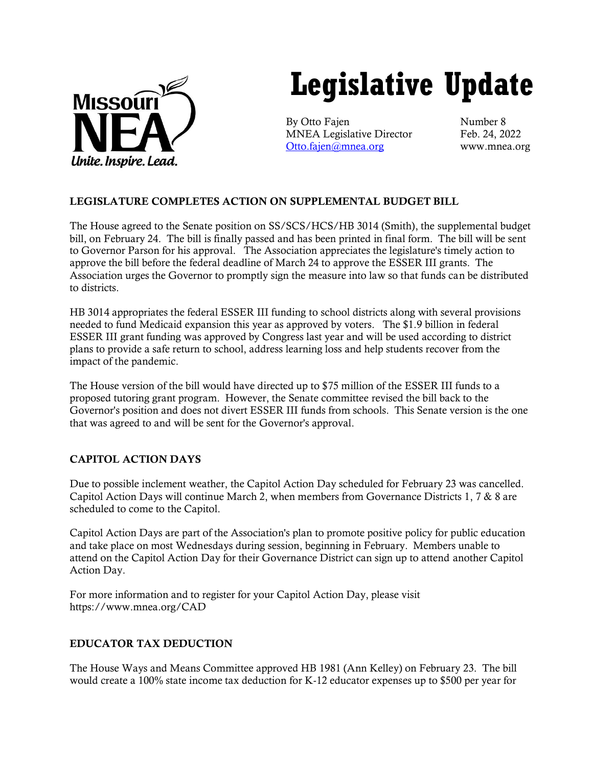# Legislative Update

By Otto Fajen
MNEA Legislative Director
Otto.fajen@mnea.org

Number 8
Feb. 24, 2022
www.mnea.org

## LEGISLATURE COMPLETES ACTION ON SUPPLEMENTAL BUDGET BILL

The House agreed to the Senate position on SS/SCS/HCS/HB 3014 (Smith), the supplemental budget bill, on February 24. The bill is finally passed and has been printed in final form. The bill will be sent to Governor Parson for his approval. The Association appreciates the legislature's timely action to approve the bill before the federal deadline of March 24 to approve the ESSER III grants. The Association urges the Governor to promptly sign the measure into law so that funds can be distributed to districts.

HB 3014 appropriates the federal ESSER III funding to school districts along with several provisions needed to fund Medicaid expansion this year as approved by voters. The $1.9 billion in federal ESSER III grant funding was approved by Congress last year and will be used according to district plans to provide a safe return to school, address learning loss and help students recover from the impact of the pandemic.

The House version of the bill would have directed up to $75 million of the ESSER III funds to a proposed tutoring grant program. However, the Senate committee revised the bill back to the Governor's position and does not divert ESSER III funds from schools. This Senate version is the one that was agreed to and will be sent for the Governor's approval.

## CAPITOL ACTION DAYS

Due to possible inclement weather, the Capitol Action Day scheduled for February 23 was cancelled. Capitol Action Days will continue March 2, when members from Governance Districts 1, 7 & 8 are scheduled to come to the Capitol.

Capitol Action Days are part of the Association's plan to promote positive policy for public education and take place on most Wednesdays during session, beginning in February. Members unable to attend on the Capitol Action Day for their Governance District can sign up to attend another Capitol Action Day.

For more information and to register for your Capitol Action Day, please visit https://www.mnea.org/CAD

## EDUCATOR TAX DEDUCTION

The House Ways and Means Committee approved HB 1981 (Ann Kelley) on February 23. The bill would create a 100% state income tax deduction for K-12 educator expenses up to $500 per year for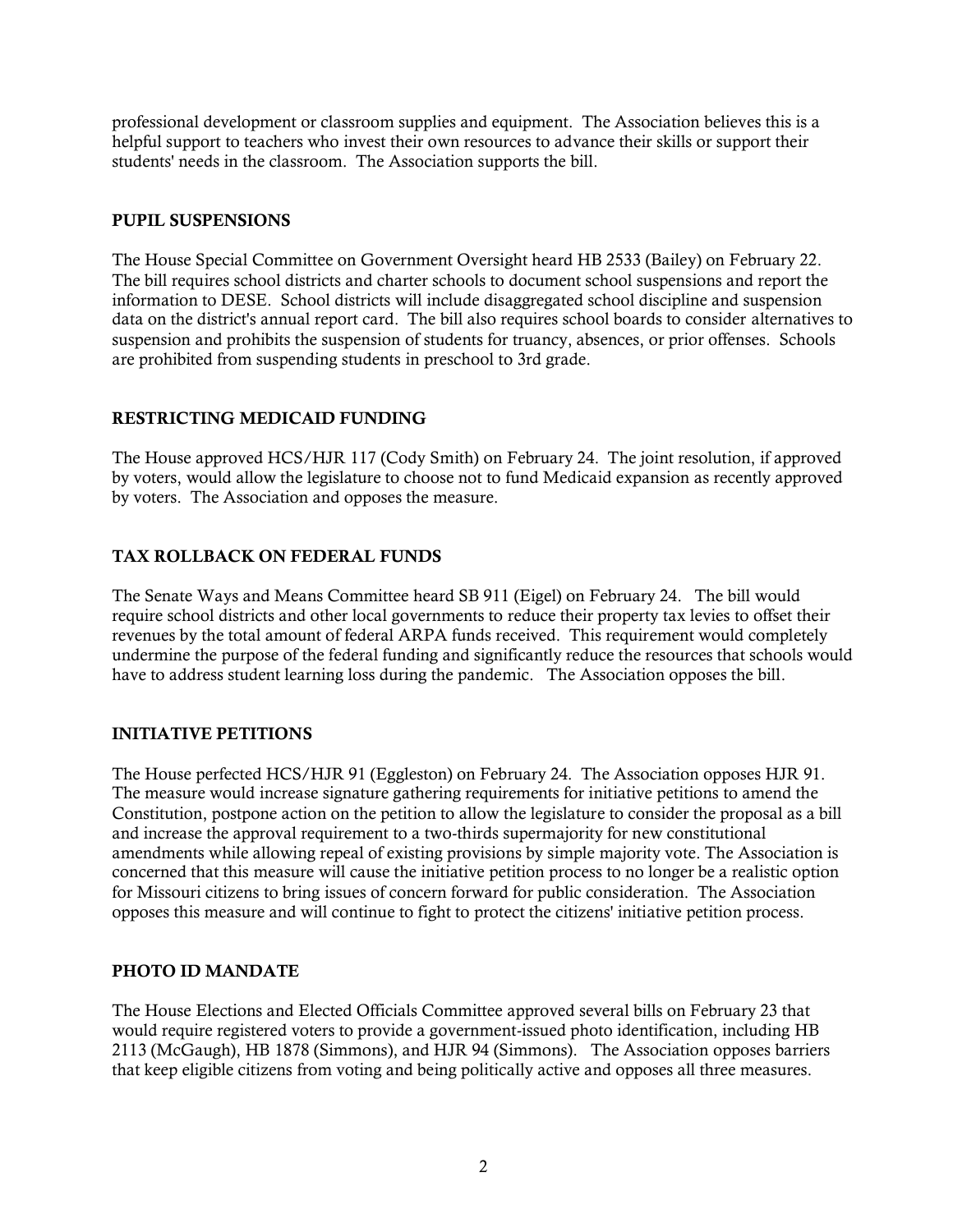professional development or classroom supplies and equipment. The Association believes this is a helpful support to teachers who invest their own resources to advance their skills or support their students' needs in the classroom. The Association supports the bill.

### PUPIL SUSPENSIONS

The House Special Committee on Government Oversight heard HB 2533 (Bailey) on February 22. The bill requires school districts and charter schools to document school suspensions and report the information to DESE. School districts will include disaggregated school discipline and suspension data on the district's annual report card. The bill also requires school boards to consider alternatives to suspension and prohibits the suspension of students for truancy, absences, or prior offenses. Schools are prohibited from suspending students in preschool to 3rd grade.

### RESTRICTING MEDICAID FUNDING

The House approved HCS/HJR 117 (Cody Smith) on February 24. The joint resolution, if approved by voters, would allow the legislature to choose not to fund Medicaid expansion as recently approved by voters. The Association and opposes the measure.

### TAX ROLLBACK ON FEDERAL FUNDS

The Senate Ways and Means Committee heard SB 911 (Eigel) on February 24. The bill would require school districts and other local governments to reduce their property tax levies to offset their revenues by the total amount of federal ARPA funds received. This requirement would completely undermine the purpose of the federal funding and significantly reduce the resources that schools would have to address student learning loss during the pandemic. The Association opposes the bill.

### INITIATIVE PETITIONS

The House perfected HCS/HJR 91 (Eggleston) on February 24. The Association opposes HJR 91. The measure would increase signature gathering requirements for initiative petitions to amend the Constitution, postpone action on the petition to allow the legislature to consider the proposal as a bill and increase the approval requirement to a two-thirds supermajority for new constitutional amendments while allowing repeal of existing provisions by simple majority vote. The Association is concerned that this measure will cause the initiative petition process to no longer be a realistic option for Missouri citizens to bring issues of concern forward for public consideration. The Association opposes this measure and will continue to fight to protect the citizens' initiative petition process.

### PHOTO ID MANDATE

The House Elections and Elected Officials Committee approved several bills on February 23 that would require registered voters to provide a government-issued photo identification, including HB 2113 (McGaugh), HB 1878 (Simmons), and HJR 94 (Simmons). The Association opposes barriers that keep eligible citizens from voting and being politically active and opposes all three measures.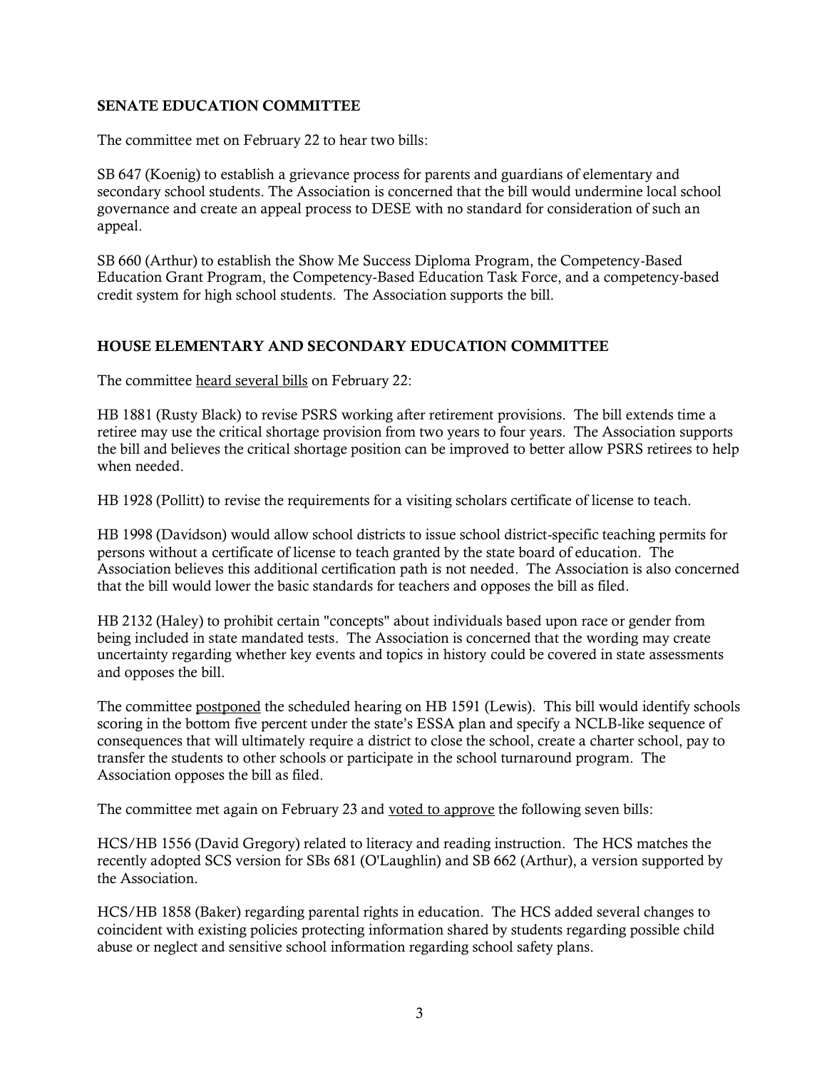## SENATE EDUCATION COMMITTEE

The committee met on February 22 to hear two bills:

SB 647 (Koenig) to establish a grievance process for parents and guardians of elementary and secondary school students. The Association is concerned that the bill would undermine local school governance and create an appeal process to DESE with no standard for consideration of such an appeal.

SB 660 (Arthur) to establish the Show Me Success Diploma Program, the Competency-Based Education Grant Program, the Competency-Based Education Task Force, and a competency-based credit system for high school students. The Association supports the bill.

## HOUSE ELEMENTARY AND SECONDARY EDUCATION COMMITTEE

The committee heard several bills on February 22:

HB 1881 (Rusty Black) to revise PSRS working after retirement provisions. The bill extends time a retiree may use the critical shortage provision from two years to four years. The Association supports the bill and believes the critical shortage position can be improved to better allow PSRS retirees to help when needed.

HB 1928 (Pollitt) to revise the requirements for a visiting scholars certificate of license to teach.

HB 1998 (Davidson) would allow school districts to issue school district-specific teaching permits for persons without a certificate of license to teach granted by the state board of education. The Association believes this additional certification path is not needed. The Association is also concerned that the bill would lower the basic standards for teachers and opposes the bill as filed.

HB 2132 (Haley) to prohibit certain "concepts" about individuals based upon race or gender from being included in state mandated tests. The Association is concerned that the wording may create uncertainty regarding whether key events and topics in history could be covered in state assessments and opposes the bill.

The committee postponed the scheduled hearing on HB 1591 (Lewis). This bill would identify schools scoring in the bottom five percent under the state's ESSA plan and specify a NCLB-like sequence of consequences that will ultimately require a district to close the school, create a charter school, pay to transfer the students to other schools or participate in the school turnaround program. The Association opposes the bill as filed.

The committee met again on February 23 and voted to approve the following seven bills:

HCS/HB 1556 (David Gregory) related to literacy and reading instruction. The HCS matches the recently adopted SCS version for SBs 681 (O'Laughlin) and SB 662 (Arthur), a version supported by the Association.

HCS/HB 1858 (Baker) regarding parental rights in education. The HCS added several changes to coincident with existing policies protecting information shared by students regarding possible child abuse or neglect and sensitive school information regarding school safety plans.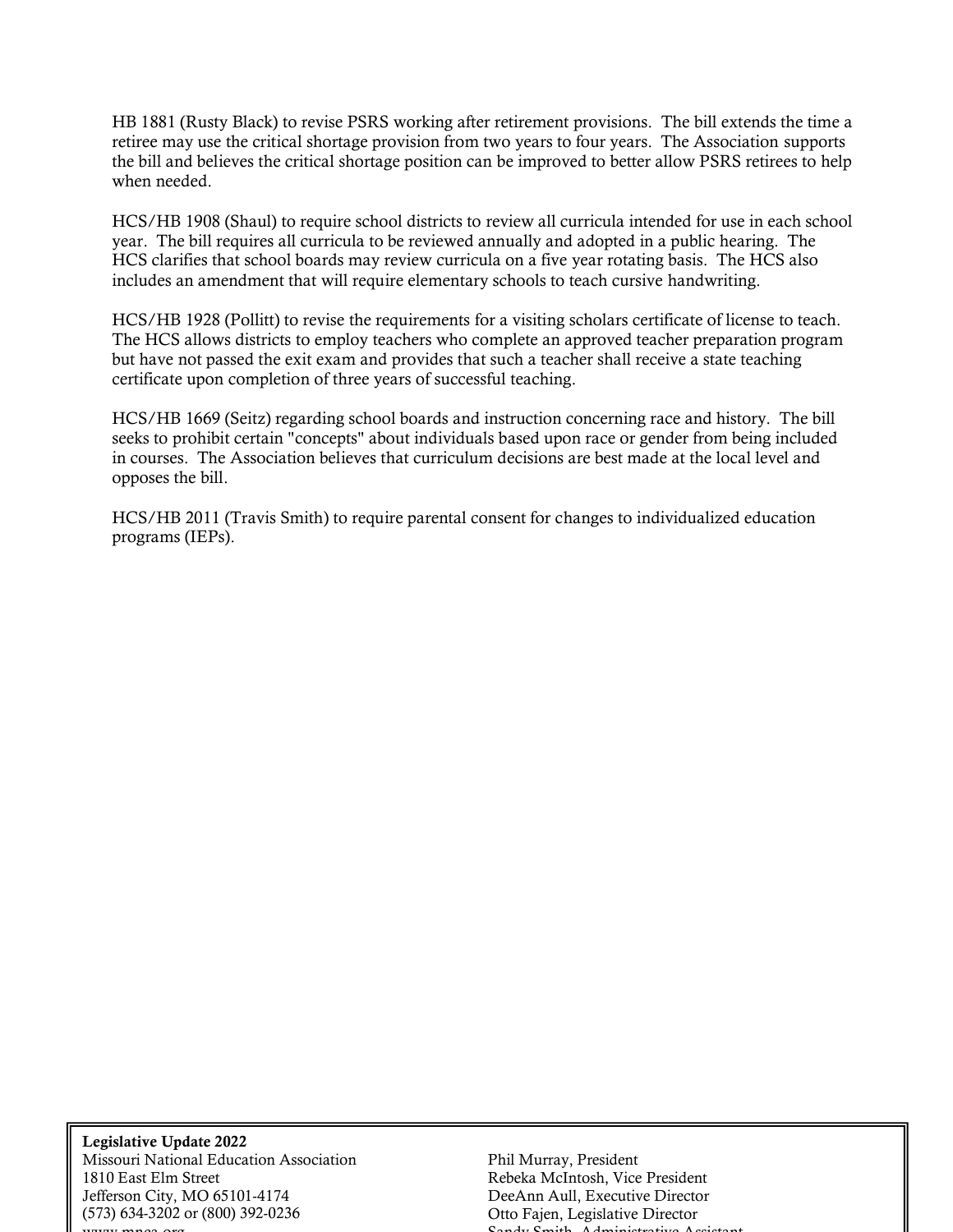HB 1881 (Rusty Black) to revise PSRS working after retirement provisions. The bill extends the time a retiree may use the critical shortage provision from two years to four years. The Association supports the bill and believes the critical shortage position can be improved to better allow PSRS retirees to help when needed.

HCS/HB 1908 (Shaul) to require school districts to review all curricula intended for use in each school year. The bill requires all curricula to be reviewed annually and adopted in a public hearing. The HCS clarifies that school boards may review curricula on a five year rotating basis. The HCS also includes an amendment that will require elementary schools to teach cursive handwriting.

HCS/HB 1928 (Pollitt) to revise the requirements for a visiting scholars certificate of license to teach. The HCS allows districts to employ teachers who complete an approved teacher preparation program but have not passed the exit exam and provides that such a teacher shall receive a state teaching certificate upon completion of three years of successful teaching.

HCS/HB 1669 (Seitz) regarding school boards and instruction concerning race and history. The bill seeks to prohibit certain "concepts" about individuals based upon race or gender from being included in courses. The Association believes that curriculum decisions are best made at the local level and opposes the bill.

HCS/HB 2011 (Travis Smith) to require parental consent for changes to individualized education programs (IEPs).

**Legislative Update 2022**
Missouri National Education Association
1810 East Elm Street
Jefferson City, MO 65101-4174
(573) 634-3202 or (800) 392-0236
www.mnea.org

Phil Murray, President
Rebeka McIntosh, Vice President
DeeAnn Aull, Executive Director
Otto Fajen, Legislative Director
Sandy Smith, Administrative Assistant